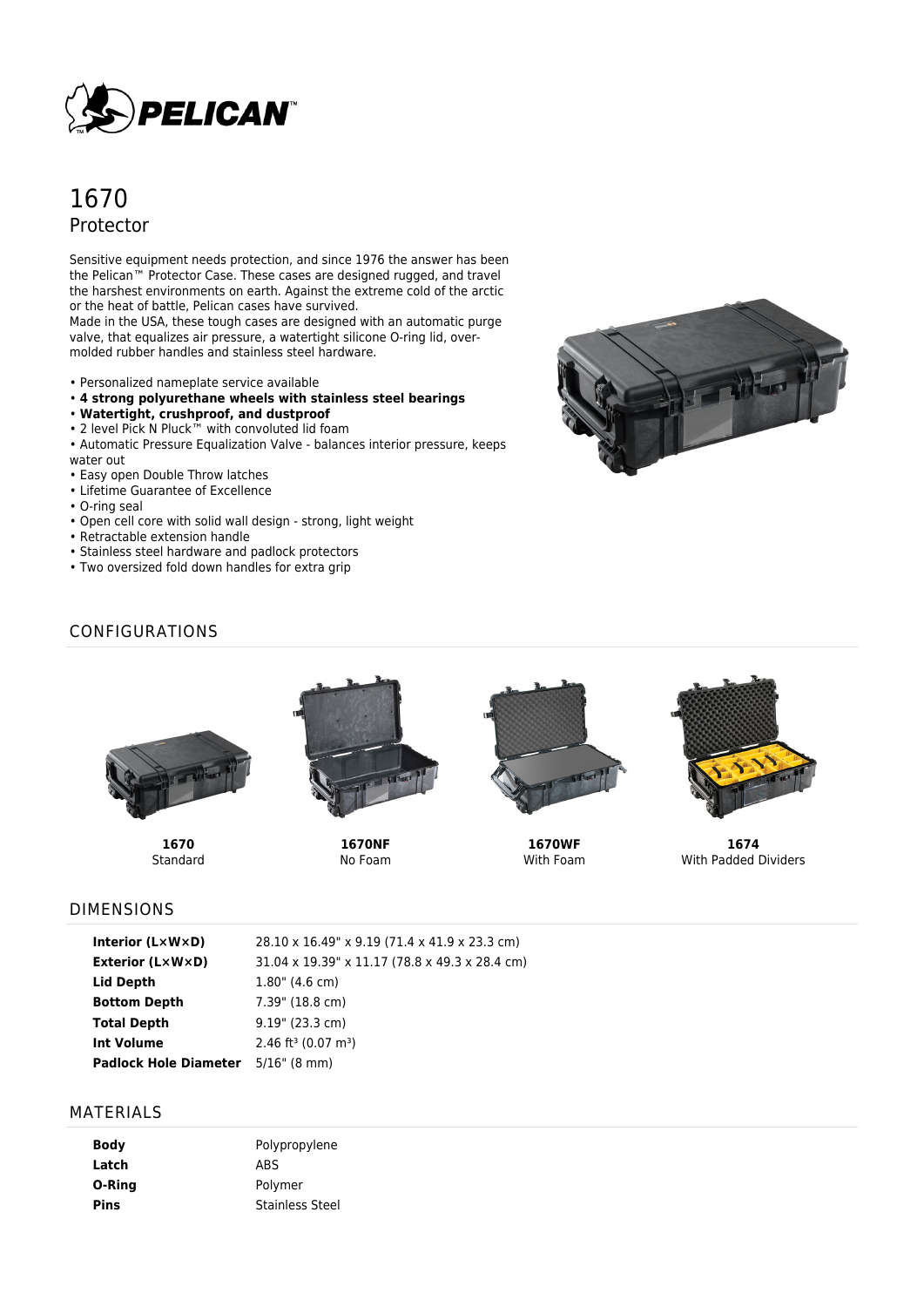# 1670

## Protector

Sensitive equipment needs protection, and since 1976 the answer has been the Pelican™ Protector Case. These cases are designed rugged, and travel the harshest environments on earth. Against the extreme cold of the arctic or the heat of battle, Pelican cases have survived.
Made in the USA, these tough cases are designed with an automatic purge valve, that equalizes air pressure, a watertight silicone O-ring lid, over-molded rubber handles and stainless steel hardware.

- Personalized nameplate service available
- **4 strong polyurethane wheels with stainless steel bearings**
- **Watertight, crushproof, and dustproof**
- 2 level Pick N Pluck™ with convoluted lid foam
- Automatic Pressure Equalization Valve - balances interior pressure, keeps water out
- Easy open Double Throw latches
- Lifetime Guarantee of Excellence
- O-ring seal
- Open cell core with solid wall design - strong, light weight
- Retractable extension handle
- Stainless steel hardware and padlock protectors
- Two oversized fold down handles for extra grip

## CONFIGURATIONS

**1670**
Standard

**1670NF**
No Foam

**1670WF**
With Foam

**1674**
With Padded Dividers

## DIMENSIONS

| | |
|---|---|
| **Interior (L×W×D)** | 28.10 x 16.49" x 9.19 (71.4 x 41.9 x 23.3 cm) |
| **Exterior (L×W×D)** | 31.04 x 19.39" x 11.17 (78.8 x 49.3 x 28.4 cm) |
| **Lid Depth** | 1.80" (4.6 cm) |
| **Bottom Depth** | 7.39" (18.8 cm) |
| **Total Depth** | 9.19" (23.3 cm) |
| **Int Volume** | 2.46 ft³ (0.07 m³) |
| **Padlock Hole Diameter** | 5/16" (8 mm) |

## MATERIALS

| | |
|---|---|
| **Body** | Polypropylene |
| **Latch** | ABS |
| **O-Ring** | Polymer |
| **Pins** | Stainless Steel |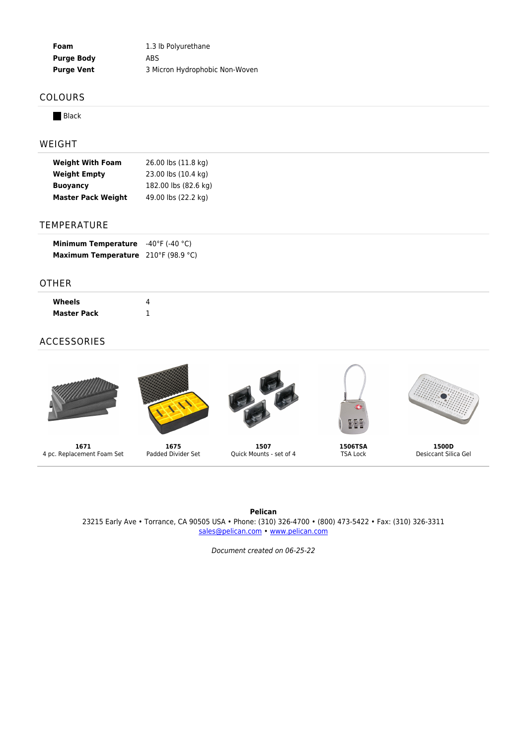| | |
|---|---|
| **Foam** | 1.3 lb Polyurethane |
| **Purge Body** | ABS |
| **Purge Vent** | 3 Micron Hydrophobic Non-Woven |

## COLOURS

Black

## WEIGHT

| | |
|---|---|
| **Weight With Foam** | 26.00 lbs (11.8 kg) |
| **Weight Empty** | 23.00 lbs (10.4 kg) |
| **Buoyancy** | 182.00 lbs (82.6 kg) |
| **Master Pack Weight** | 49.00 lbs (22.2 kg) |

## TEMPERATURE

| | |
|---|---|
| **Minimum Temperature** | -40°F (-40 °C) |
| **Maximum Temperature** | 210°F (98.9 °C) |

## OTHER

| | |
|---|---|
| **Wheels** | 4 |
| **Master Pack** | 1 |

## ACCESSORIES

**1671**
4 pc. Replacement Foam Set

**1675**
Padded Divider Set

**1507**
Quick Mounts - set of 4

**1506TSA**
TSA Lock

**1500D**
Desiccant Silica Gel

**Pelican**
23215 Early Ave • Torrance, CA 90505 USA • Phone: (310) 326-4700 • (800) 473-5422 • Fax: (310) 326-3311
sales@pelican.com • www.pelican.com

*Document created on 06-25-22*